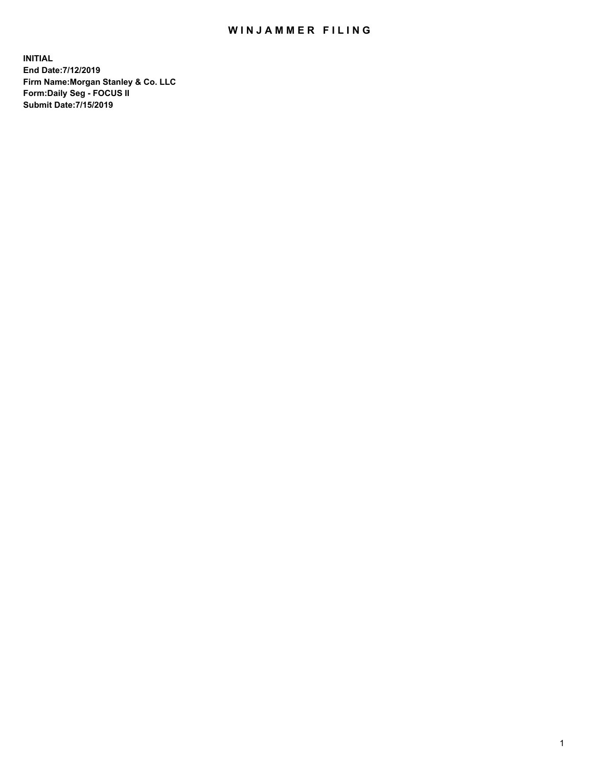# WINJAMMER FILING

**INITIAL**
**End Date:7/12/2019**
**Firm Name:Morgan Stanley & Co. LLC**
**Form:Daily Seg - FOCUS II**
**Submit Date:7/15/2019**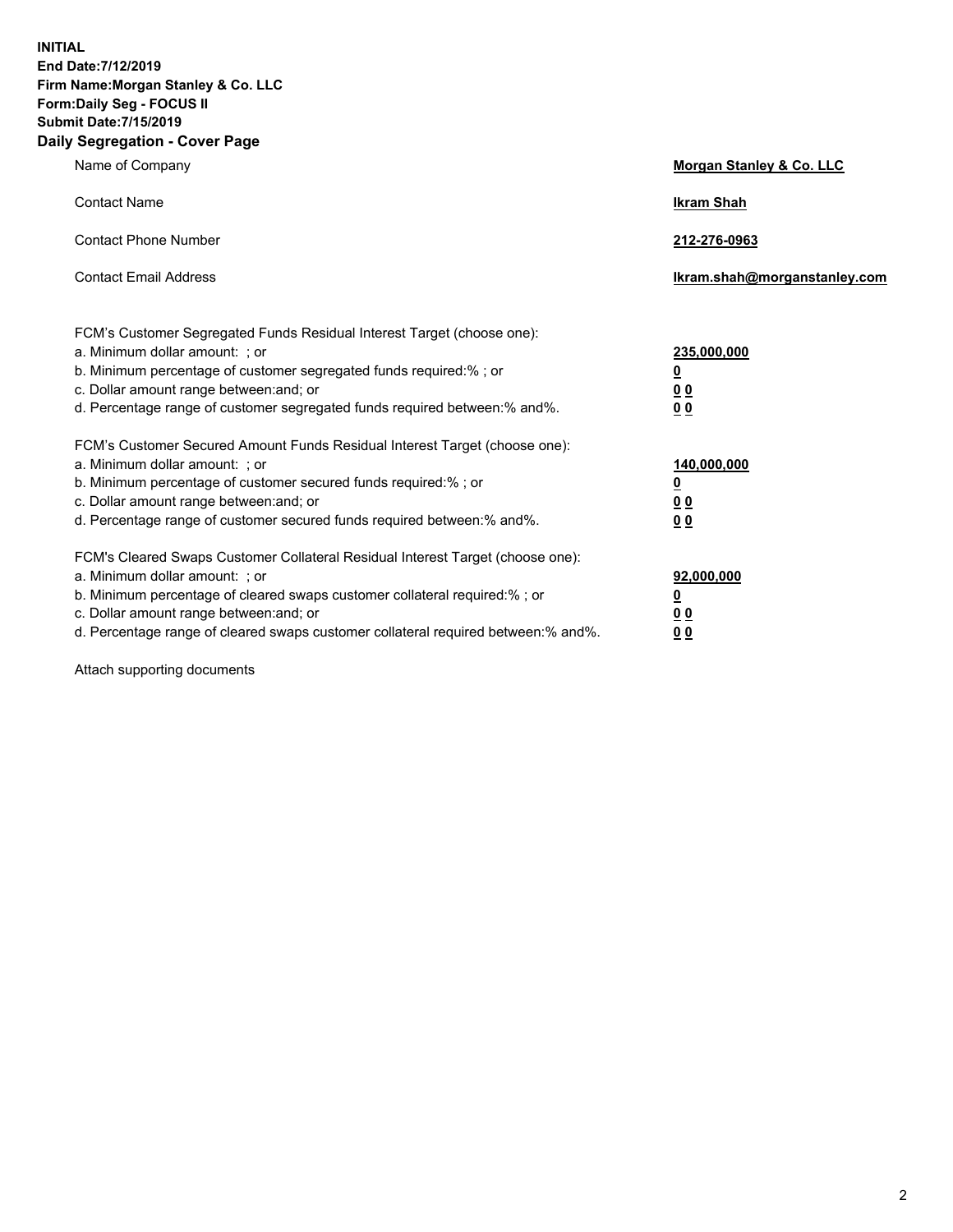**INITIAL**
**End Date:7/12/2019**
**Firm Name:Morgan Stanley & Co. LLC**
**Form:Daily Seg - FOCUS II**
**Submit Date:7/15/2019**
**Daily Segregation - Cover Page**

| | |
|---|---|
| Name of Company | **Morgan Stanley & Co. LLC** |
| Contact Name | **Ikram Shah** |
| Contact Phone Number | **212-276-0963** |
| Contact Email Address | **Ikram.shah@morganstanley.com** |

FCM's Customer Segregated Funds Residual Interest Target (choose one):

| | |
|---|---|
| a. Minimum dollar amount: ; or | **235,000,000** |
| b. Minimum percentage of customer segregated funds required:% ; or | **0** |
| c. Dollar amount range between:and; or | **0 0** |
| d. Percentage range of customer segregated funds required between:% and%. | **0 0** |

FCM's Customer Secured Amount Funds Residual Interest Target (choose one):

| | |
|---|---|
| a. Minimum dollar amount: ; or | **140,000,000** |
| b. Minimum percentage of customer secured funds required:% ; or | **0** |
| c. Dollar amount range between:and; or | **0 0** |
| d. Percentage range of customer secured funds required between:% and%. | **0 0** |

FCM's Cleared Swaps Customer Collateral Residual Interest Target (choose one):

| | |
|---|---|
| a. Minimum dollar amount: ; or | **92,000,000** |
| b. Minimum percentage of cleared swaps customer collateral required:% ; or | **0** |
| c. Dollar amount range between:and; or | **0 0** |
| d. Percentage range of cleared swaps customer collateral required between:% and%. | **0 0** |

Attach supporting documents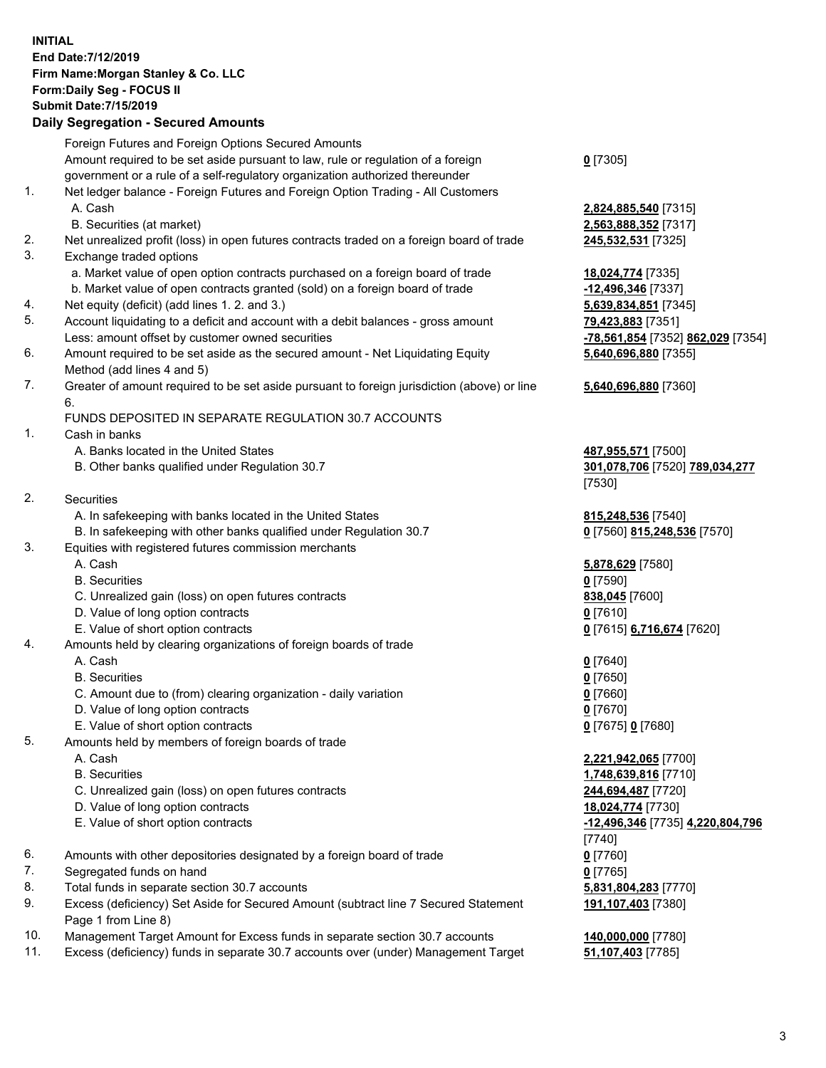**INITIAL**
**End Date:7/12/2019**
**Firm Name:Morgan Stanley & Co. LLC**
**Form:Daily Seg - FOCUS II**
**Submit Date:7/15/2019**

## Daily Segregation - Secured Amounts

| | | |
|---|---|---|
| | Foreign Futures and Foreign Options Secured Amounts | |
| | Amount required to be set aside pursuant to law, rule or regulation of a foreign government or a rule of a self-regulatory organization authorized thereunder | **0** [7305] |
| 1. | Net ledger balance - Foreign Futures and Foreign Option Trading - All Customers | |
| | A. Cash | **2,824,885,540** [7315] |
| | B. Securities (at market) | **2,563,888,352** [7317] |
| 2. | Net unrealized profit (loss) in open futures contracts traded on a foreign board of trade | **245,532,531** [7325] |
| 3. | Exchange traded options | |
| | a. Market value of open option contracts purchased on a foreign board of trade | **18,024,774** [7335] |
| | b. Market value of open contracts granted (sold) on a foreign board of trade | **-12,496,346** [7337] |
| 4. | Net equity (deficit) (add lines 1. 2. and 3.) | **5,639,834,851** [7345] |
| 5. | Account liquidating to a deficit and account with a debit balances - gross amount | **79,423,883** [7351] |
| | Less: amount offset by customer owned securities | **-78,561,854** [7352] **862,029** [7354] |
| 6. | Amount required to be set aside as the secured amount - Net Liquidating Equity Method (add lines 4 and 5) | **5,640,696,880** [7355] |
| 7. | Greater of amount required to be set aside pursuant to foreign jurisdiction (above) or line 6. | **5,640,696,880** [7360] |
| | FUNDS DEPOSITED IN SEPARATE REGULATION 30.7 ACCOUNTS | |
| 1. | Cash in banks | |
| | A. Banks located in the United States | **487,955,571** [7500] |
| | B. Other banks qualified under Regulation 30.7 | **301,078,706** [7520] **789,034,277** [7530] |
| 2. | Securities | |
| | A. In safekeeping with banks located in the United States | **815,248,536** [7540] |
| | B. In safekeeping with other banks qualified under Regulation 30.7 | **0** [7560] **815,248,536** [7570] |
| 3. | Equities with registered futures commission merchants | |
| | A. Cash | **5,878,629** [7580] |
| | B. Securities | **0** [7590] |
| | C. Unrealized gain (loss) on open futures contracts | **838,045** [7600] |
| | D. Value of long option contracts | **0** [7610] |
| | E. Value of short option contracts | **0** [7615] **6,716,674** [7620] |
| 4. | Amounts held by clearing organizations of foreign boards of trade | |
| | A. Cash | **0** [7640] |
| | B. Securities | **0** [7650] |
| | C. Amount due to (from) clearing organization - daily variation | **0** [7660] |
| | D. Value of long option contracts | **0** [7670] |
| | E. Value of short option contracts | **0** [7675] **0** [7680] |
| 5. | Amounts held by members of foreign boards of trade | |
| | A. Cash | **2,221,942,065** [7700] |
| | B. Securities | **1,748,639,816** [7710] |
| | C. Unrealized gain (loss) on open futures contracts | **244,694,487** [7720] |
| | D. Value of long option contracts | **18,024,774** [7730] |
| | E. Value of short option contracts | **-12,496,346** [7735] **4,220,804,796** [7740] |
| 6. | Amounts with other depositories designated by a foreign board of trade | **0** [7760] |
| 7. | Segregated funds on hand | **0** [7765] |
| 8. | Total funds in separate section 30.7 accounts | **5,831,804,283** [7770] |
| 9. | Excess (deficiency) Set Aside for Secured Amount (subtract line 7 Secured Statement Page 1 from Line 8) | **191,107,403** [7380] |
| 10. | Management Target Amount for Excess funds in separate section 30.7 accounts | **140,000,000** [7780] |
| 11. | Excess (deficiency) funds in separate 30.7 accounts over (under) Management Target | **51,107,403** [7785] |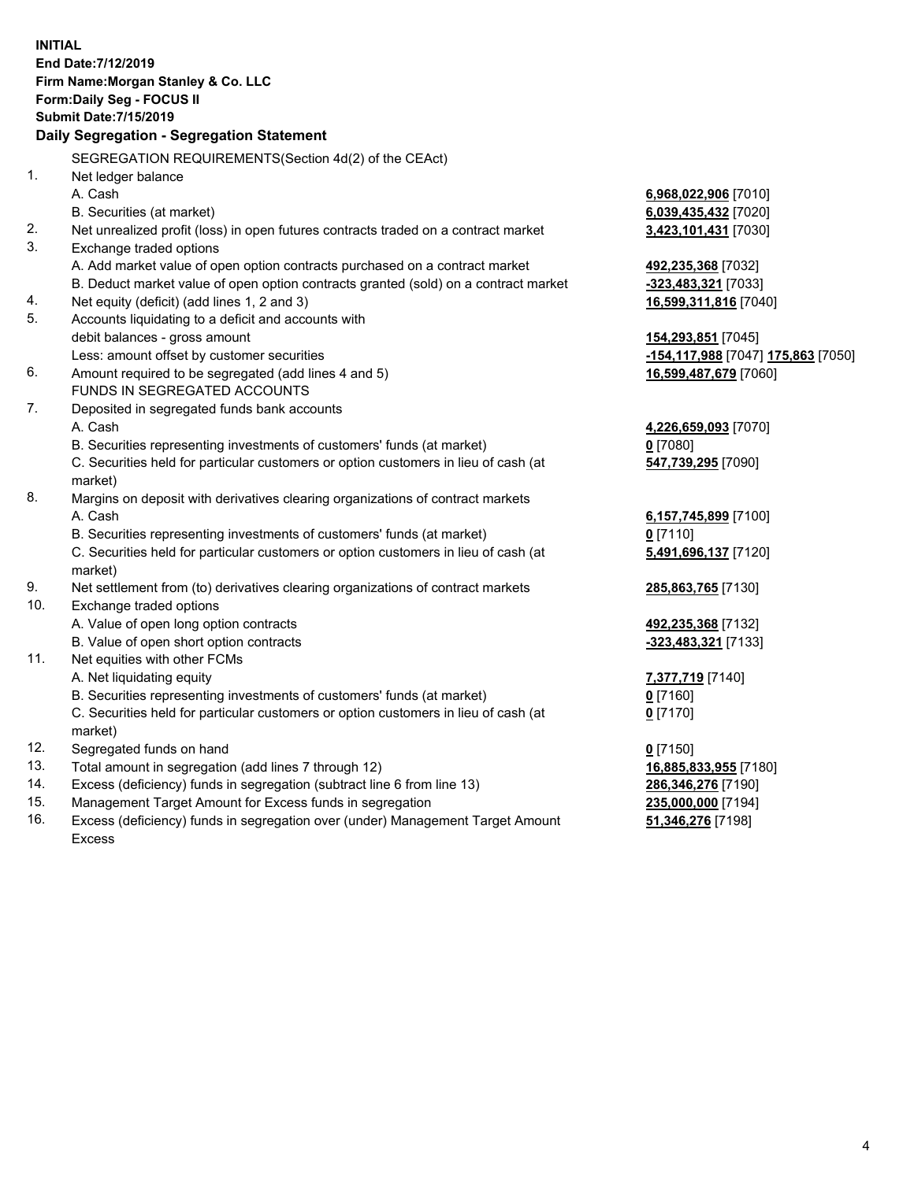**INITIAL**
**End Date:7/12/2019**
**Firm Name:Morgan Stanley & Co. LLC**
**Form:Daily Seg - FOCUS II**
**Submit Date:7/15/2019**

**Daily Segregation - Segregation Statement**

SEGREGATION REQUIREMENTS(Section 4d(2) of the CEAct)

| | | |
|---|---|---|
| 1. | Net ledger balance | |
| | A. Cash | **6,968,022,906** [7010] |
| | B. Securities (at market) | **6,039,435,432** [7020] |
| 2. | Net unrealized profit (loss) in open futures contracts traded on a contract market | **3,423,101,431** [7030] |
| 3. | Exchange traded options | |
| | A. Add market value of open option contracts purchased on a contract market | **492,235,368** [7032] |
| | B. Deduct market value of open option contracts granted (sold) on a contract market | **-323,483,321** [7033] |
| 4. | Net equity (deficit) (add lines 1, 2 and 3) | **16,599,311,816** [7040] |
| 5. | Accounts liquidating to a deficit and accounts with | |
| | debit balances - gross amount | **154,293,851** [7045] |
| | Less: amount offset by customer securities | **-154,117,988** [7047] **175,863** [7050] |
| 6. | Amount required to be segregated (add lines 4 and 5) | **16,599,487,679** [7060] |
| | FUNDS IN SEGREGATED ACCOUNTS | |
| 7. | Deposited in segregated funds bank accounts | |
| | A. Cash | **4,226,659,093** [7070] |
| | B. Securities representing investments of customers' funds (at market) | **0** [7080] |
| | C. Securities held for particular customers or option customers in lieu of cash (at market) | **547,739,295** [7090] |
| 8. | Margins on deposit with derivatives clearing organizations of contract markets | |
| | A. Cash | **6,157,745,899** [7100] |
| | B. Securities representing investments of customers' funds (at market) | **0** [7110] |
| | C. Securities held for particular customers or option customers in lieu of cash (at market) | **5,491,696,137** [7120] |
| 9. | Net settlement from (to) derivatives clearing organizations of contract markets | **285,863,765** [7130] |
| 10. | Exchange traded options | |
| | A. Value of open long option contracts | **492,235,368** [7132] |
| | B. Value of open short option contracts | **-323,483,321** [7133] |
| 11. | Net equities with other FCMs | |
| | A. Net liquidating equity | **7,377,719** [7140] |
| | B. Securities representing investments of customers' funds (at market) | **0** [7160] |
| | C. Securities held for particular customers or option customers in lieu of cash (at market) | **0** [7170] |
| 12. | Segregated funds on hand | **0** [7150] |
| 13. | Total amount in segregation (add lines 7 through 12) | **16,885,833,955** [7180] |
| 14. | Excess (deficiency) funds in segregation (subtract line 6 from line 13) | **286,346,276** [7190] |
| 15. | Management Target Amount for Excess funds in segregation | **235,000,000** [7194] |
| 16. | Excess (deficiency) funds in segregation over (under) Management Target Amount Excess | **51,346,276** [7198] |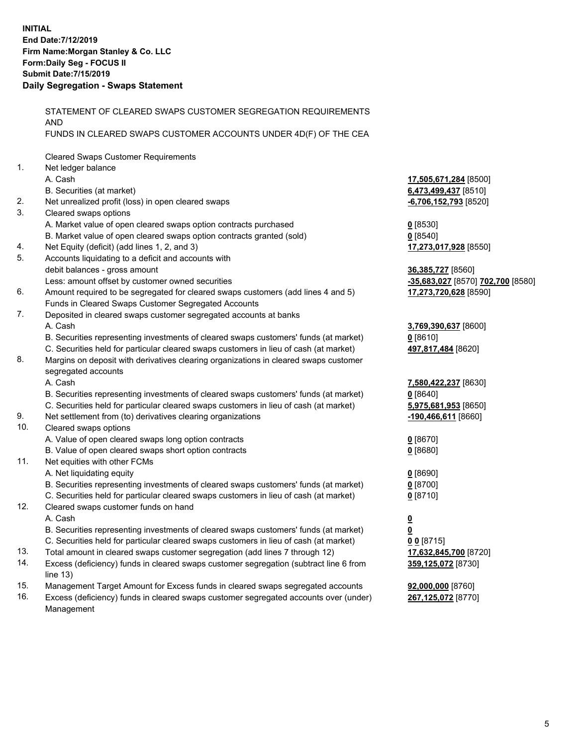**INITIAL**
**End Date:7/12/2019**
**Firm Name:Morgan Stanley & Co. LLC**
**Form:Daily Seg - FOCUS II**
**Submit Date:7/15/2019**
**Daily Segregation - Swaps Statement**

STATEMENT OF CLEARED SWAPS CUSTOMER SEGREGATION REQUIREMENTS AND FUNDS IN CLEARED SWAPS CUSTOMER ACCOUNTS UNDER 4D(F) OF THE CEA

| | | |
|---|---|---|
| | Cleared Swaps Customer Requirements | |
| 1. | Net ledger balance | |
| | A. Cash | **17,505,671,284** [8500] |
| | B. Securities (at market) | **6,473,499,437** [8510] |
| 2. | Net unrealized profit (loss) in open cleared swaps | **-6,706,152,793** [8520] |
| 3. | Cleared swaps options | |
| | A. Market value of open cleared swaps option contracts purchased | **0** [8530] |
| | B. Market value of open cleared swaps option contracts granted (sold) | **0** [8540] |
| 4. | Net Equity (deficit) (add lines 1, 2, and 3) | **17,273,017,928** [8550] |
| 5. | Accounts liquidating to a deficit and accounts with | |
| | debit balances - gross amount | **36,385,727** [8560] |
| | Less: amount offset by customer owned securities | **-35,683,027** [8570] **702,700** [8580] |
| 6. | Amount required to be segregated for cleared swaps customers (add lines 4 and 5) | **17,273,720,628** [8590] |
| | Funds in Cleared Swaps Customer Segregated Accounts | |
| 7. | Deposited in cleared swaps customer segregated accounts at banks | |
| | A. Cash | **3,769,390,637** [8600] |
| | B. Securities representing investments of cleared swaps customers' funds (at market) | **0** [8610] |
| | C. Securities held for particular cleared swaps customers in lieu of cash (at market) | **497,817,484** [8620] |
| 8. | Margins on deposit with derivatives clearing organizations in cleared swaps customer segregated accounts | |
| | A. Cash | **7,580,422,237** [8630] |
| | B. Securities representing investments of cleared swaps customers' funds (at market) | **0** [8640] |
| | C. Securities held for particular cleared swaps customers in lieu of cash (at market) | **5,975,681,953** [8650] |
| 9. | Net settlement from (to) derivatives clearing organizations | **-190,466,611** [8660] |
| 10. | Cleared swaps options | |
| | A. Value of open cleared swaps long option contracts | **0** [8670] |
| | B. Value of open cleared swaps short option contracts | **0** [8680] |
| 11. | Net equities with other FCMs | |
| | A. Net liquidating equity | **0** [8690] |
| | B. Securities representing investments of cleared swaps customers' funds (at market) | **0** [8700] |
| | C. Securities held for particular cleared swaps customers in lieu of cash (at market) | **0** [8710] |
| 12. | Cleared swaps customer funds on hand | |
| | A. Cash | **0** |
| | B. Securities representing investments of cleared swaps customers' funds (at market) | **0** |
| | C. Securities held for particular cleared swaps customers in lieu of cash (at market) | **0** **0** [8715] |
| 13. | Total amount in cleared swaps customer segregation (add lines 7 through 12) | **17,632,845,700** [8720] |
| 14. | Excess (deficiency) funds in cleared swaps customer segregation (subtract line 6 from line 13) | **359,125,072** [8730] |
| 15. | Management Target Amount for Excess funds in cleared swaps segregated accounts | **92,000,000** [8760] |
| 16. | Excess (deficiency) funds in cleared swaps customer segregated accounts over (under) Management | **267,125,072** [8770] |